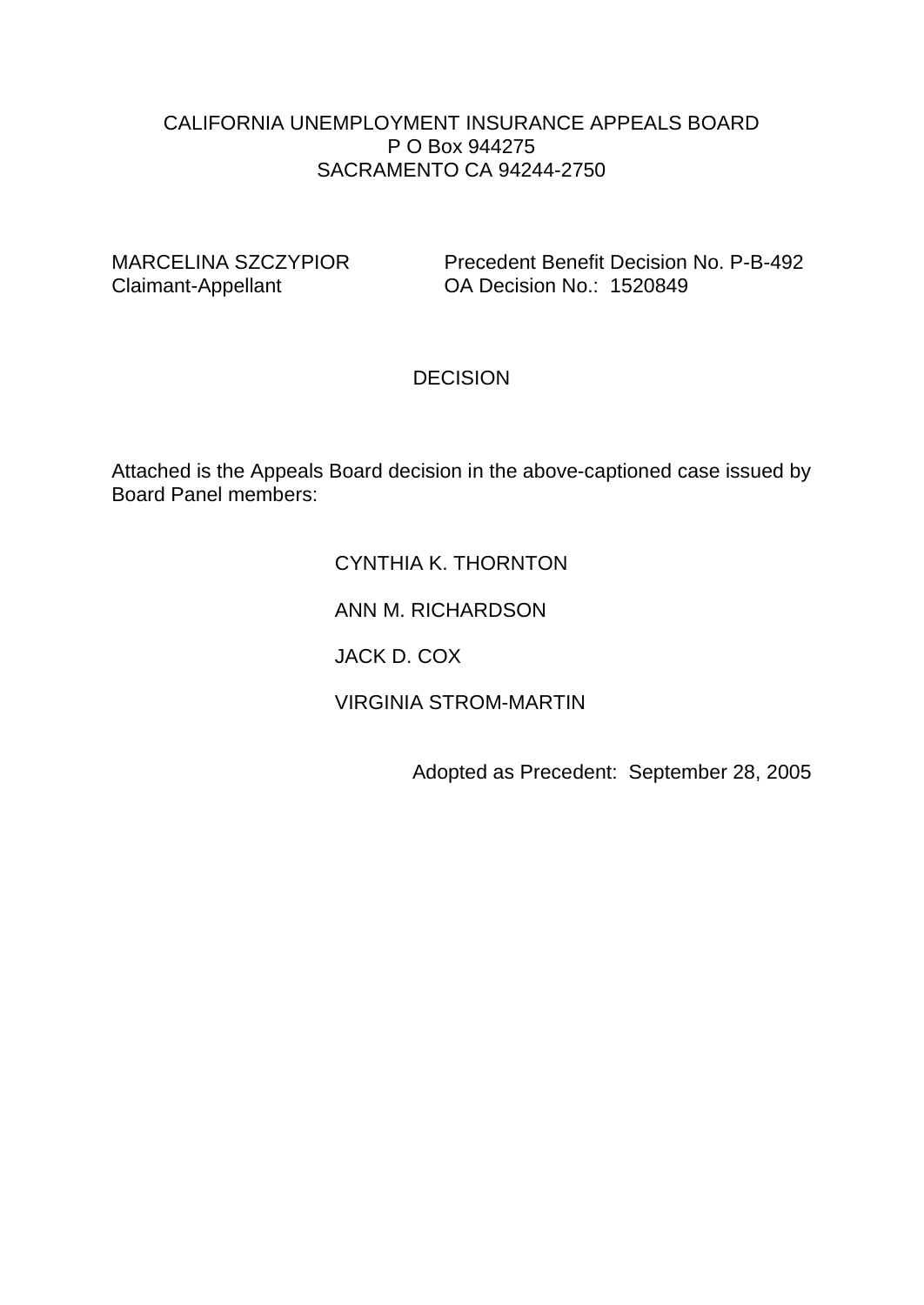CALIFORNIA UNEMPLOYMENT INSURANCE APPEALS BOARD
P O Box 944275
SACRAMENTO CA 94244-2750

| | |
|---|---|
| MARCELINA SZCZYPIOR | Precedent Benefit Decision No. P-B-492 |
| Claimant-Appellant | OA Decision No.: 1520849 |

# DECISION

Attached is the Appeals Board decision in the above-captioned case issued by Board Panel members:

CYNTHIA K. THORNTON

ANN M. RICHARDSON

JACK D. COX

VIRGINIA STROM-MARTIN

Adopted as Precedent: September 28, 2005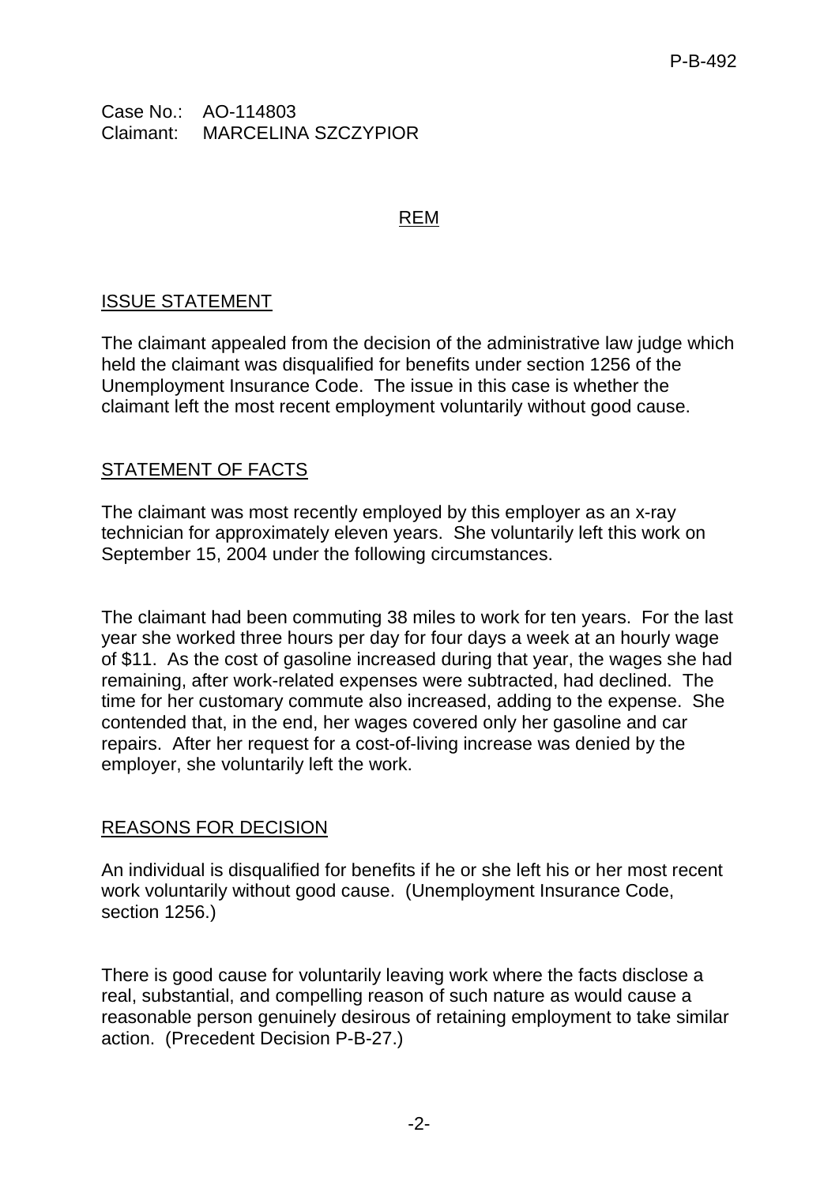Case No.: AO-114803
Claimant: MARCELINA SZCZYPIOR

REM

## ISSUE STATEMENT

The claimant appealed from the decision of the administrative law judge which held the claimant was disqualified for benefits under section 1256 of the Unemployment Insurance Code. The issue in this case is whether the claimant left the most recent employment voluntarily without good cause.

## STATEMENT OF FACTS

The claimant was most recently employed by this employer as an x-ray technician for approximately eleven years. She voluntarily left this work on September 15, 2004 under the following circumstances.

The claimant had been commuting 38 miles to work for ten years. For the last year she worked three hours per day for four days a week at an hourly wage of $11. As the cost of gasoline increased during that year, the wages she had remaining, after work-related expenses were subtracted, had declined. The time for her customary commute also increased, adding to the expense. She contended that, in the end, her wages covered only her gasoline and car repairs. After her request for a cost-of-living increase was denied by the employer, she voluntarily left the work.

## REASONS FOR DECISION

An individual is disqualified for benefits if he or she left his or her most recent work voluntarily without good cause. (Unemployment Insurance Code, section 1256.)

There is good cause for voluntarily leaving work where the facts disclose a real, substantial, and compelling reason of such nature as would cause a reasonable person genuinely desirous of retaining employment to take similar action. (Precedent Decision P-B-27.)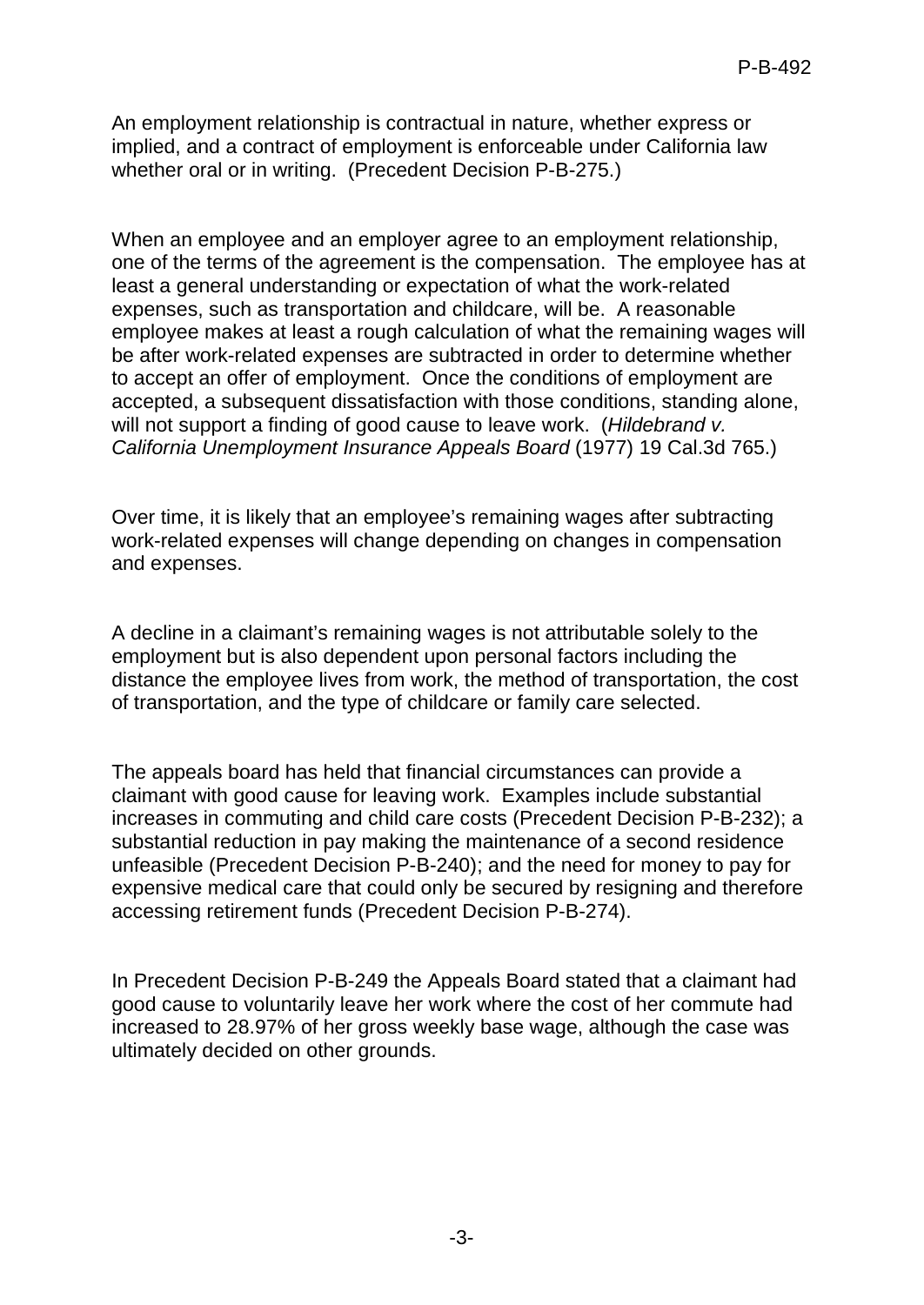An employment relationship is contractual in nature, whether express or implied, and a contract of employment is enforceable under California law whether oral or in writing. (Precedent Decision P-B-275.)

When an employee and an employer agree to an employment relationship, one of the terms of the agreement is the compensation. The employee has at least a general understanding or expectation of what the work-related expenses, such as transportation and childcare, will be. A reasonable employee makes at least a rough calculation of what the remaining wages will be after work-related expenses are subtracted in order to determine whether to accept an offer of employment. Once the conditions of employment are accepted, a subsequent dissatisfaction with those conditions, standing alone, will not support a finding of good cause to leave work. (*Hildebrand v. California Unemployment Insurance Appeals Board* (1977) 19 Cal.3d 765.)

Over time, it is likely that an employee's remaining wages after subtracting work-related expenses will change depending on changes in compensation and expenses.

A decline in a claimant's remaining wages is not attributable solely to the employment but is also dependent upon personal factors including the distance the employee lives from work, the method of transportation, the cost of transportation, and the type of childcare or family care selected.

The appeals board has held that financial circumstances can provide a claimant with good cause for leaving work. Examples include substantial increases in commuting and child care costs (Precedent Decision P-B-232); a substantial reduction in pay making the maintenance of a second residence unfeasible (Precedent Decision P-B-240); and the need for money to pay for expensive medical care that could only be secured by resigning and therefore accessing retirement funds (Precedent Decision P-B-274).

In Precedent Decision P-B-249 the Appeals Board stated that a claimant had good cause to voluntarily leave her work where the cost of her commute had increased to 28.97% of her gross weekly base wage, although the case was ultimately decided on other grounds.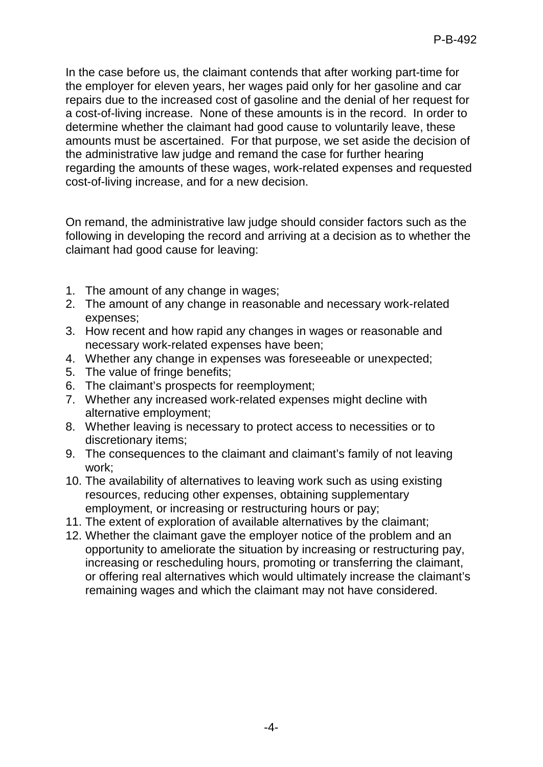In the case before us, the claimant contends that after working part-time for the employer for eleven years, her wages paid only for her gasoline and car repairs due to the increased cost of gasoline and the denial of her request for a cost-of-living increase. None of these amounts is in the record. In order to determine whether the claimant had good cause to voluntarily leave, these amounts must be ascertained. For that purpose, we set aside the decision of the administrative law judge and remand the case for further hearing regarding the amounts of these wages, work-related expenses and requested cost-of-living increase, and for a new decision.

On remand, the administrative law judge should consider factors such as the following in developing the record and arriving at a decision as to whether the claimant had good cause for leaving:

1. The amount of any change in wages;
2. The amount of any change in reasonable and necessary work-related expenses;
3. How recent and how rapid any changes in wages or reasonable and necessary work-related expenses have been;
4. Whether any change in expenses was foreseeable or unexpected;
5. The value of fringe benefits;
6. The claimant's prospects for reemployment;
7. Whether any increased work-related expenses might decline with alternative employment;
8. Whether leaving is necessary to protect access to necessities or to discretionary items;
9. The consequences to the claimant and claimant's family of not leaving work;
10. The availability of alternatives to leaving work such as using existing resources, reducing other expenses, obtaining supplementary employment, or increasing or restructuring hours or pay;
11. The extent of exploration of available alternatives by the claimant;
12. Whether the claimant gave the employer notice of the problem and an opportunity to ameliorate the situation by increasing or restructuring pay, increasing or rescheduling hours, promoting or transferring the claimant, or offering real alternatives which would ultimately increase the claimant's remaining wages and which the claimant may not have considered.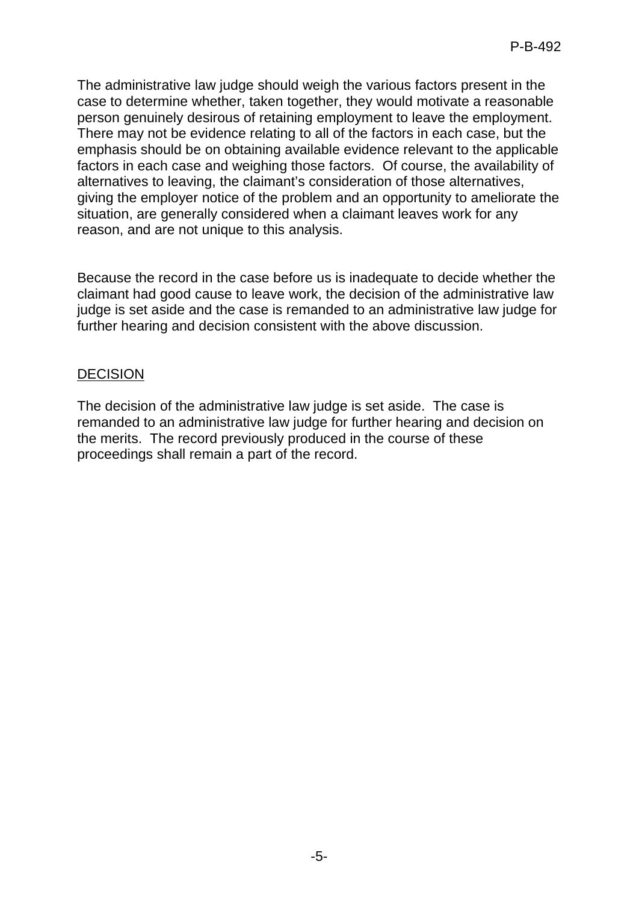The administrative law judge should weigh the various factors present in the case to determine whether, taken together, they would motivate a reasonable person genuinely desirous of retaining employment to leave the employment. There may not be evidence relating to all of the factors in each case, but the emphasis should be on obtaining available evidence relevant to the applicable factors in each case and weighing those factors. Of course, the availability of alternatives to leaving, the claimant's consideration of those alternatives, giving the employer notice of the problem and an opportunity to ameliorate the situation, are generally considered when a claimant leaves work for any reason, and are not unique to this analysis.

Because the record in the case before us is inadequate to decide whether the claimant had good cause to leave work, the decision of the administrative law judge is set aside and the case is remanded to an administrative law judge for further hearing and decision consistent with the above discussion.

## DECISION

The decision of the administrative law judge is set aside. The case is remanded to an administrative law judge for further hearing and decision on the merits. The record previously produced in the course of these proceedings shall remain a part of the record.